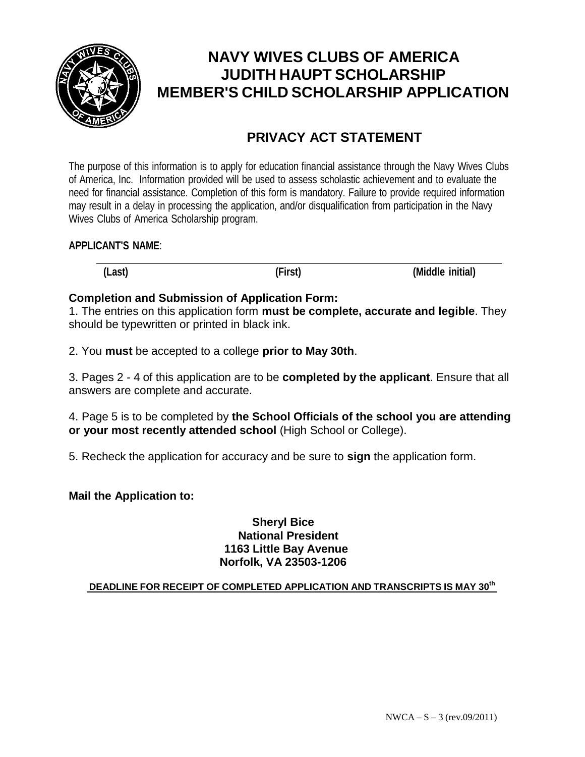# NAVY WIVES CLUBS OF AMERICA
# JUDITH HAUPT SCHOLARSHIP
# MEMBER'S CHILD SCHOLARSHIP APPLICATION

## PRIVACY ACT STATEMENT

The purpose of this information is to apply for education financial assistance through the Navy Wives Clubs of America, Inc. Information provided will be used to assess scholastic achievement and to evaluate the need for financial assistance. Completion of this form is mandatory. Failure to provide required information may result in a delay in processing the application, and/or disqualification from participation in the Navy Wives Clubs of America Scholarship program.

**APPLICANT'S NAME**:

\_\_\_\_\_\_\_\_\_\_\_\_\_\_\_\_\_\_\_\_\_\_\_\_\_\_\_\_\_\_\_\_\_\_\_\_\_\_\_\_\_\_\_\_\_\_\_\_\_\_\_\_\_\_\_\_\_\_\_\_\_\_\_\_

**(Last)** **(First)** **(Middle initial)**

**Completion and Submission of Application Form:**

1. The entries on this application form **must be complete, accurate and legible**. They should be typewritten or printed in black ink.

2. You **must** be accepted to a college **prior to May 30th**.

3. Pages 2 - 4 of this application are to be **completed by the applicant**. Ensure that all answers are complete and accurate.

4. Page 5 is to be completed by **the School Officials of the school you are attending or your most recently attended school** (High School or College).

5. Recheck the application for accuracy and be sure to **sign** the application form.

**Mail the Application to:**

**Sheryl Bice**
**National President**
**1163 Little Bay Avenue**
**Norfolk, VA 23503-1206**

**DEADLINE FOR RECEIPT OF COMPLETED APPLICATION AND TRANSCRIPTS IS MAY 30th**

NWCA – S – 3 (rev.09/2011)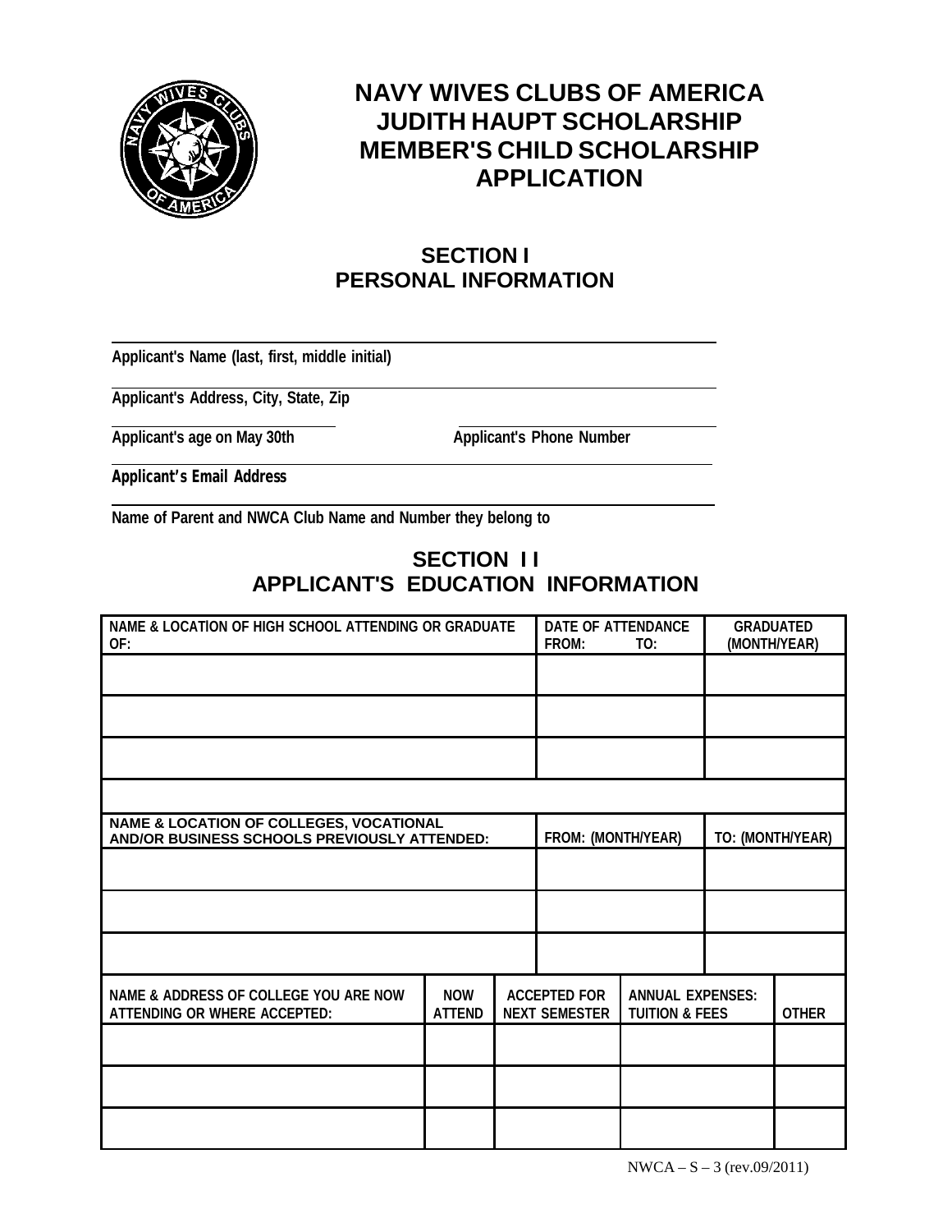# NAVY WIVES CLUBS OF AMERICA
# JUDITH HAUPT SCHOLARSHIP
# MEMBER'S CHILD SCHOLARSHIP
# APPLICATION

## SECTION I
## PERSONAL INFORMATION

______________________________________________
**Applicant's Name (last, first, middle initial)**

______________________________________________
**Applicant's Address, City, State, Zip**

______________________ ______________________
**Applicant's age on May 30th** **Applicant's Phone Number**

______________________________________________
**Applicant's Email Address**

______________________________________________
**Name of Parent and NWCA Club Name and Number they belong to**

## SECTION II
## APPLICANT'S EDUCATION INFORMATION

| NAME & LOCATION OF HIGH SCHOOL ATTENDING OR GRADUATE OF: | DATE OF ATTENDANCE FROM: TO: | GRADUATED (MONTH/YEAR) |
|---|---|---|
| | | |
| | | |
| | | |

| NAME & LOCATION OF COLLEGES, VOCATIONAL AND/OR BUSINESS SCHOOLS PREVIOUSLY ATTENDED: | FROM: (MONTH/YEAR) | TO: (MONTH/YEAR) |
|---|---|---|
| | | |
| | | |
| | | |

| NAME & ADDRESS OF COLLEGE YOU ARE NOW ATTENDING OR WHERE ACCEPTED: | NOW ATTEND | ACCEPTED FOR NEXT SEMESTER | ANNUAL EXPENSES: TUITION & FEES | OTHER |
|---|---|---|---|---|
| | | | | |
| | | | | |
| | | | | |

NWCA – S – 3 (rev.09/2011)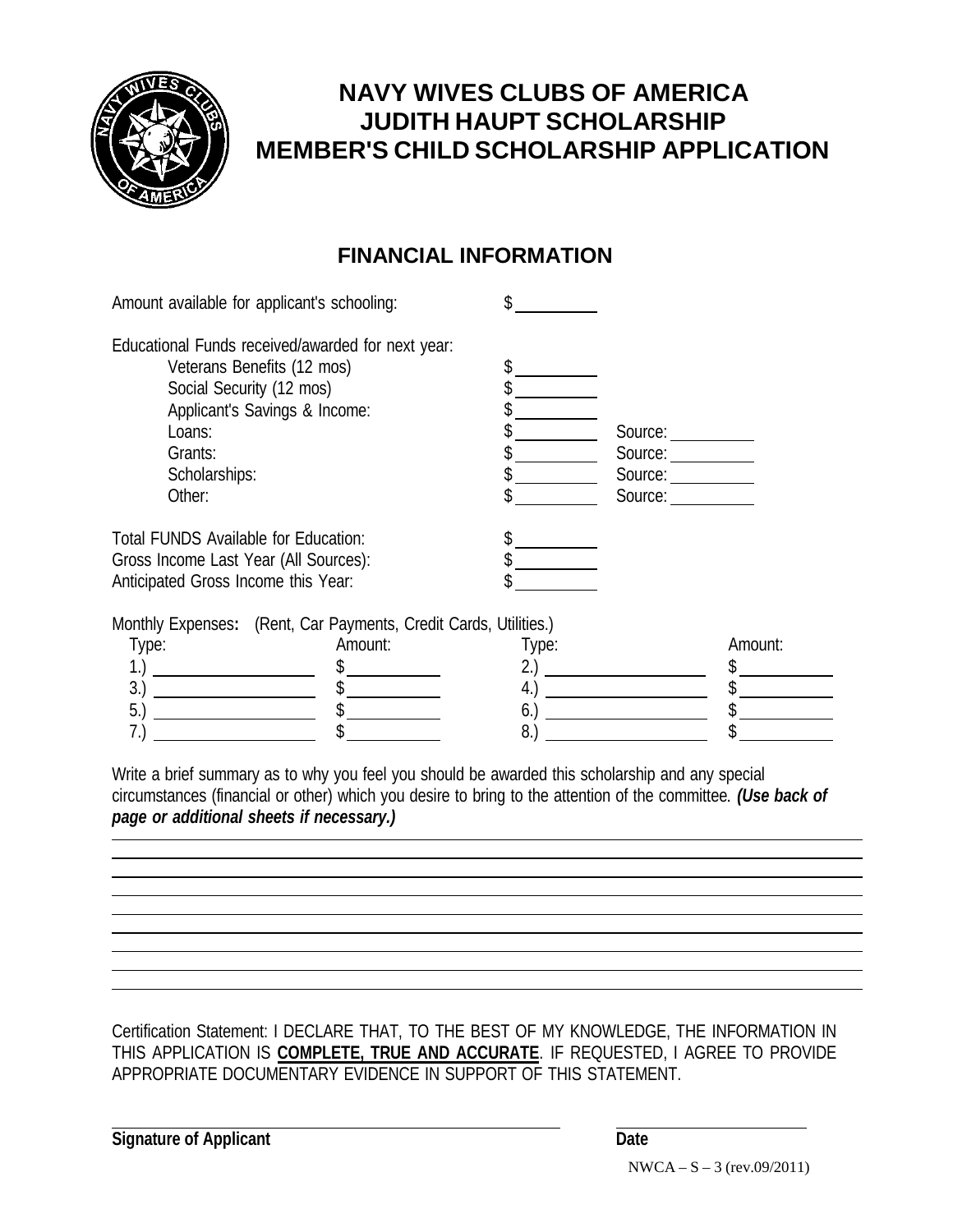# NAVY WIVES CLUBS OF AMERICA
# JUDITH HAUPT SCHOLARSHIP
# MEMBER'S CHILD SCHOLARSHIP APPLICATION

## FINANCIAL INFORMATION

Amount available for applicant's schooling: $ ________

Educational Funds received/awarded for next year:

- Veterans Benefits (12 mos) $ ________
- Social Security (12 mos) $ ________
- Applicant's Savings & Income: $ ________
- Loans: $ ________ Source: ________
- Grants: $ ________ Source: ________
- Scholarships: $ ________ Source: ________
- Other: $ ________ Source: ________

Total FUNDS Available for Education: $ ________

Gross Income Last Year (All Sources): $ ________

Anticipated Gross Income this Year: $ ________

Monthly Expenses**:** (Rent, Car Payments, Credit Cards, Utilities.)

| Type: | Amount: | Type: | Amount: |
| --- | --- | --- | --- |
| 1.) ________ | $ ________ | 2.) ________ | $ ________ |
| 3.) ________ | $ ________ | 4.) ________ | $ ________ |
| 5.) ________ | $ ________ | 6.) ________ | $ ________ |
| 7.) ________ | $ ________ | 8.) ________ | $ ________ |

Write a brief summary as to why you feel you should be awarded this scholarship and any special circumstances (financial or other) which you desire to bring to the attention of the committee. ***(Use back of page or additional sheets if necessary.)***

________________________________________________________________________

________________________________________________________________________

________________________________________________________________________

________________________________________________________________________

________________________________________________________________________

________________________________________________________________________

________________________________________________________________________

________________________________________________________________________

________________________________________________________________________

Certification Statement: I DECLARE THAT, TO THE BEST OF MY KNOWLEDGE, THE INFORMATION IN THIS APPLICATION IS **COMPLETE, TRUE AND ACCURATE**. IF REQUESTED, I AGREE TO PROVIDE APPROPRIATE DOCUMENTARY EVIDENCE IN SUPPORT OF THIS STATEMENT.

________________________________________ ____________________

**Signature of Applicant** **Date**

NWCA – S – 3 (rev.09/2011)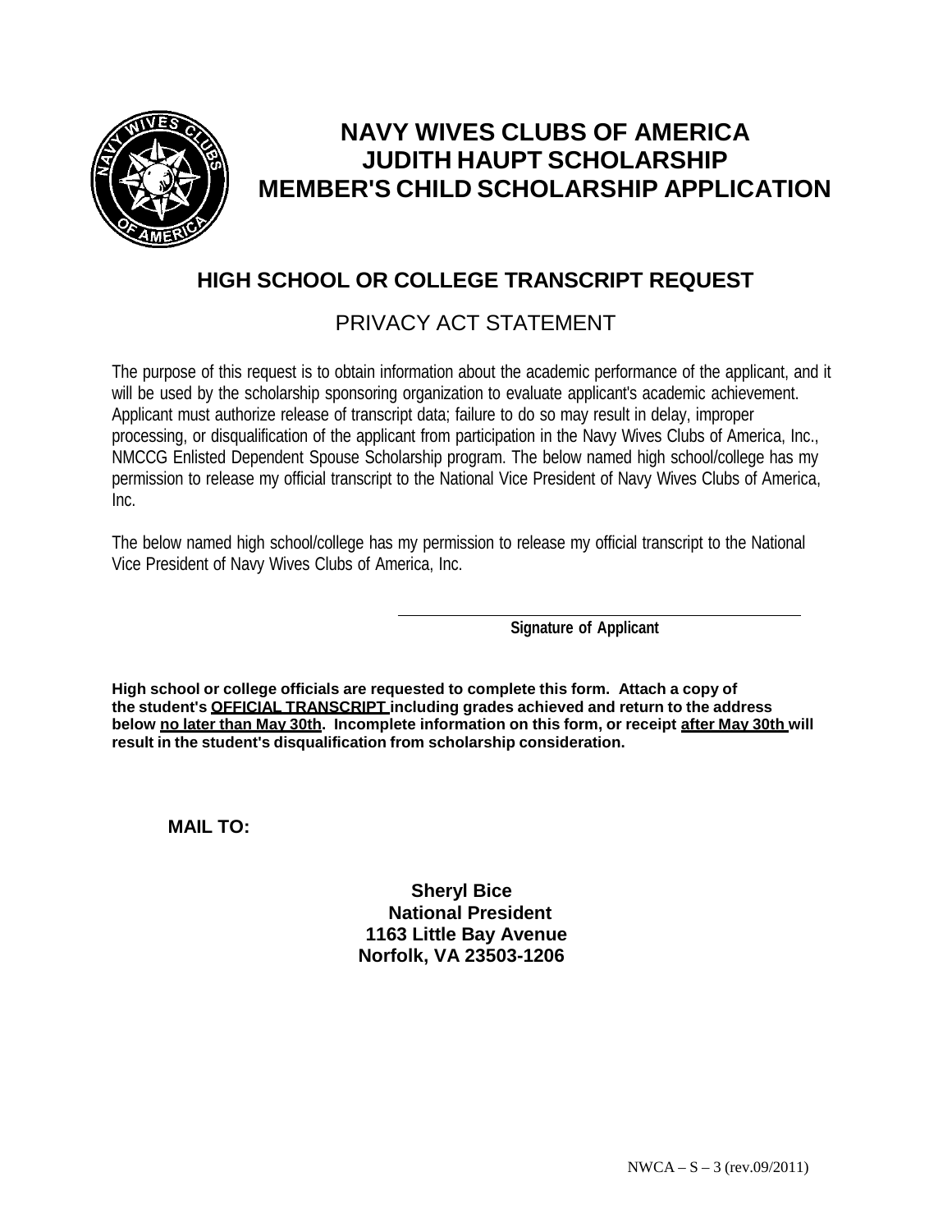# NAVY WIVES CLUBS OF AMERICA
# JUDITH HAUPT SCHOLARSHIP
# MEMBER'S CHILD SCHOLARSHIP APPLICATION

## HIGH SCHOOL OR COLLEGE TRANSCRIPT REQUEST

## PRIVACY ACT STATEMENT

The purpose of this request is to obtain information about the academic performance of the applicant, and it will be used by the scholarship sponsoring organization to evaluate applicant's academic achievement. Applicant must authorize release of transcript data; failure to do so may result in delay, improper processing, or disqualification of the applicant from participation in the Navy Wives Clubs of America, Inc., NMCCG Enlisted Dependent Spouse Scholarship program. The below named high school/college has my permission to release my official transcript to the National Vice President of Navy Wives Clubs of America, Inc.

The below named high school/college has my permission to release my official transcript to the National Vice President of Navy Wives Clubs of America, Inc.

\_\_\_\_\_\_\_\_\_\_\_\_\_\_\_\_\_\_\_\_\_\_\_\_\_\_\_\_\_\_\_\_\_\_\_\_\_\_\_\_\_\_

**Signature of Applicant**

**High school or college officials are requested to complete this form. Attach a copy of the student's <u>OFFICIAL TRANSCRIPT</u> including grades achieved and return to the address below <u>no later than May 30th</u>. Incomplete information on this form, or receipt <u>after May 30th</u> will result in the student's disqualification from scholarship consideration.**

**MAIL TO:**

**Sheryl Bice**
**National President**
**1163 Little Bay Avenue**
**Norfolk, VA 23503-1206**

NWCA – S – 3 (rev.09/2011)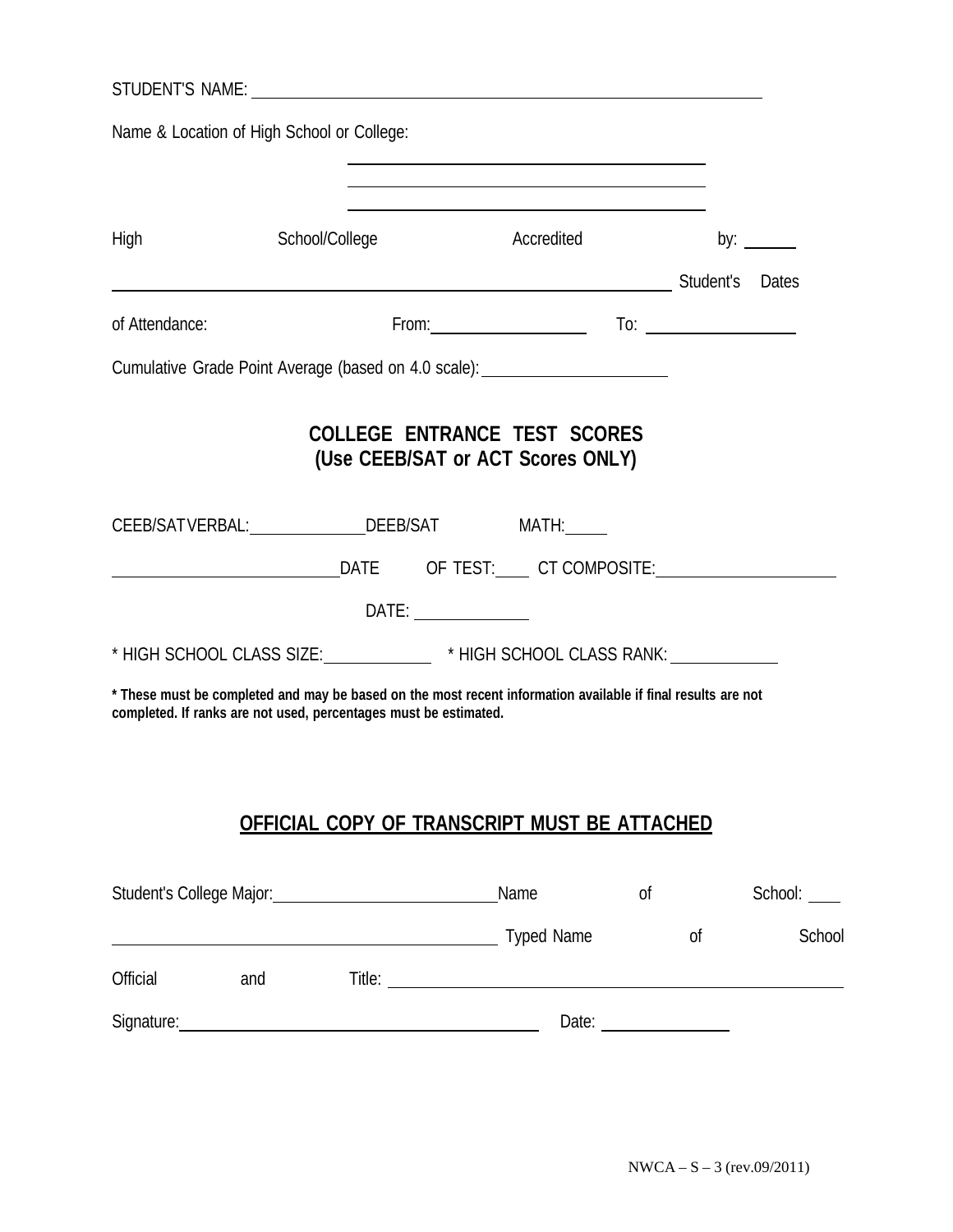STUDENT'S NAME: ______________________________________________

Name & Location of High School or College:

______________________________________________

______________________________________________

______________________________________________

High School/College Accredited by: ______

______________________________________________ Student's Dates

of Attendance: From: ______________ To: ______________

Cumulative Grade Point Average (based on 4.0 scale): ______________

## COLLEGE ENTRANCE TEST SCORES
## (Use CEEB/SAT or ACT Scores ONLY)

CEEB/SATVERBAL: __________ DEEB/SAT MATH: _____

____________________ DATE OF TEST: ____ CT COMPOSITE: ______________

DATE: __________

* HIGH SCHOOL CLASS SIZE: __________ * HIGH SCHOOL CLASS RANK: __________

**\* These must be completed and may be based on the most recent information available if final results are not completed. If ranks are not used, percentages must be estimated.**

## OFFICIAL COPY OF TRANSCRIPT MUST BE ATTACHED

Student's College Major: ______________________ Name of School: ____

______________________________________________ Typed Name of School

Official and Title: ______________________________________________

Signature: ______________________________ Date: ______________

NWCA – S – 3 (rev.09/2011)